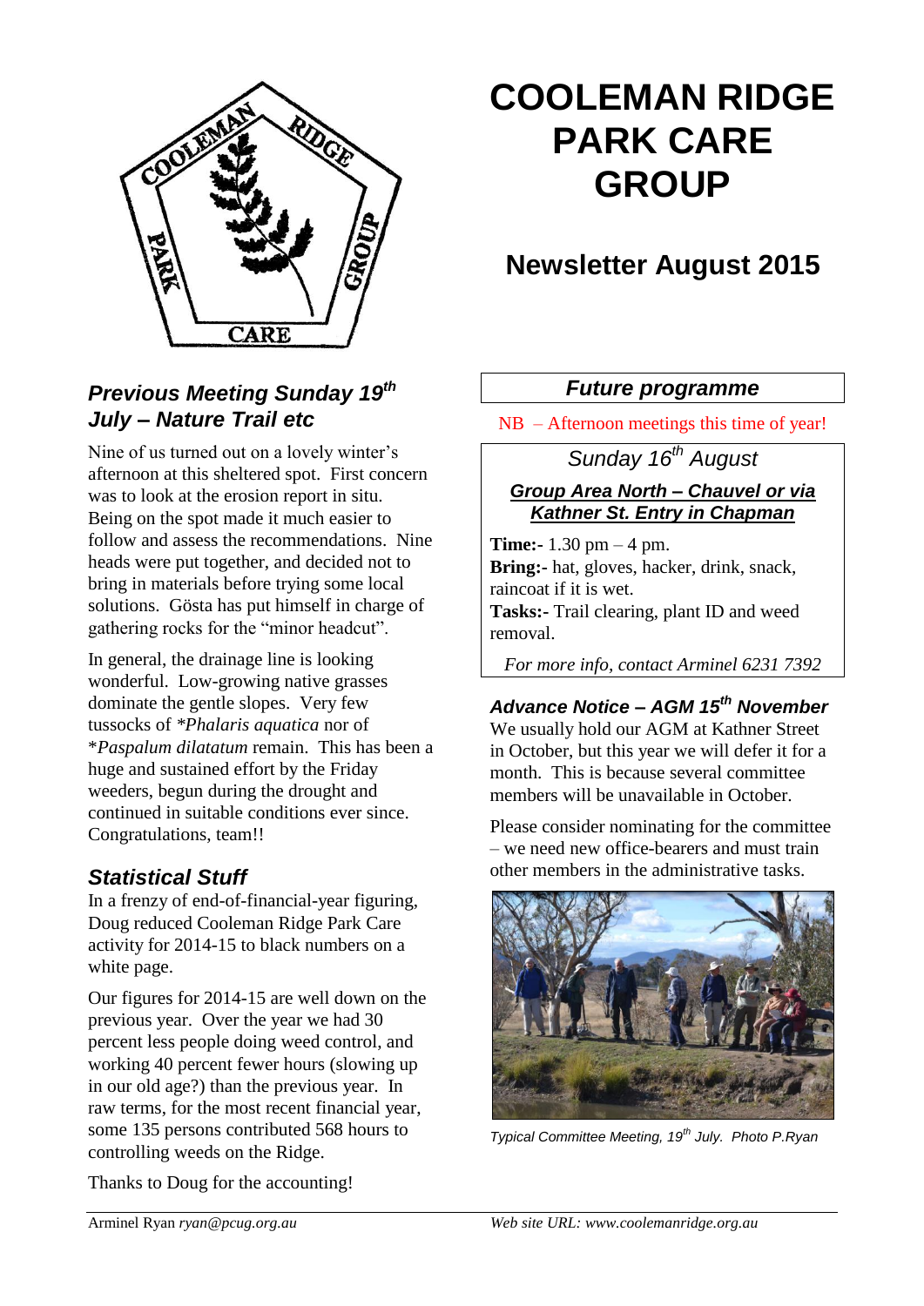# COOLEMAN RIDGE PARK CARE GROUP

## Newsletter August 2015

### *Previous Meeting Sunday 19th July – Nature Trail etc*

Nine of us turned out on a lovely winter's afternoon at this sheltered spot. First concern was to look at the erosion report in situ. Being on the spot made it much easier to follow and assess the recommendations. Nine heads were put together, and decided not to bring in materials before trying some local solutions. Gösta has put himself in charge of gathering rocks for the "minor headcut".

In general, the drainage line is looking wonderful. Low-growing native grasses dominate the gentle slopes. Very few tussocks of **Phalaris aquatica* nor of \**Paspalum dilatatum* remain. This has been a huge and sustained effort by the Friday weeders, begun during the drought and continued in suitable conditions ever since. Congratulations, team!!

### *Statistical Stuff*

In a frenzy of end-of-financial-year figuring, Doug reduced Cooleman Ridge Park Care activity for 2014-15 to black numbers on a white page.

Our figures for 2014-15 are well down on the previous year. Over the year we had 30 percent less people doing weed control, and working 40 percent fewer hours (slowing up in our old age?) than the previous year. In raw terms, for the most recent financial year, some 135 persons contributed 568 hours to controlling weeds on the Ridge.

Thanks to Doug for the accounting!

### *Future programme*

NB – Afternoon meetings this time of year!

*Sunday 16th August*

***Group Area North – Chauvel or via Kathner St. Entry in Chapman***

**Time:-** 1.30 pm – 4 pm.
**Bring:-** hat, gloves, hacker, drink, snack, raincoat if it is wet.
**Tasks:-** Trail clearing, plant ID and weed removal.

*For more info, contact Arminel 6231 7392*

### *Advance Notice – AGM 15th November*

We usually hold our AGM at Kathner Street in October, but this year we will defer it for a month. This is because several committee members will be unavailable in October.

Please consider nominating for the committee – we need new office-bearers and must train other members in the administrative tasks.

*Typical Committee Meeting, 19th July. Photo P.Ryan*

Arminel Ryan *ryan@pcug.org.au*

*Web site URL: www.coolemanridge.org.au*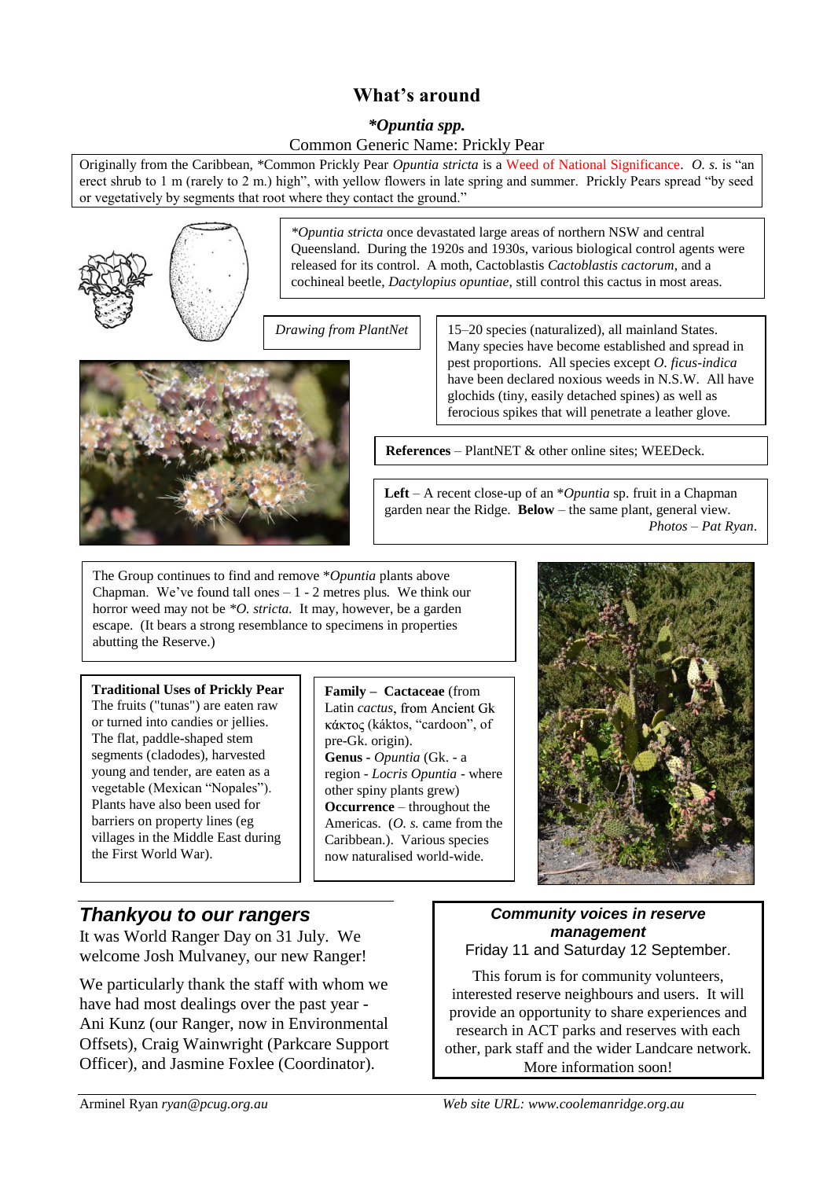# What's around

## *\*Opuntia spp.*

Common Generic Name: Prickly Pear

Originally from the Caribbean, *Common Prickly Pear *Opuntia stricta* is a Weed of National Significance. *O. s.* is "an erect shrub to 1 m (rarely to 2 m.) high", with yellow flowers in late spring and summer. Prickly Pears spread "by seed or vegetatively by segments that root where they contact the ground."

*\*Opuntia stricta* once devastated large areas of northern NSW and central Queensland. During the 1920s and 1930s, various biological control agents were released for its control. A moth, Cactoblastis *Cactoblastis cactorum*, and a cochineal beetle, *Dactylopius opuntiae*, still control this cactus in most areas.

*Drawing from PlantNet*

15–20 species (naturalized), all mainland States. Many species have become established and spread in pest proportions. All species except *O. ficus-indica* have been declared noxious weeds in N.S.W. All have glochids (tiny, easily detached spines) as well as ferocious spikes that will penetrate a leather glove.

**References** – PlantNET & other online sites; WEEDeck.

**Left** – A recent close-up of an *\*Opuntia* sp. fruit in a Chapman garden near the Ridge. **Below** – the same plant, general view.
*Photos – Pat Ryan*.

The Group continues to find and remove *\*Opuntia* plants above Chapman. We've found tall ones – 1 - 2 metres plus. We think our horror weed may not be *\*O. stricta.* It may, however, be a garden escape. (It bears a strong resemblance to specimens in properties abutting the Reserve.)

**Traditional Uses of Prickly Pear**
The fruits ("tunas") are eaten raw or turned into candies or jellies. The flat, paddle-shaped stem segments (cladodes), harvested young and tender, are eaten as a vegetable (Mexican "Nopales"). Plants have also been used for barriers on property lines (eg villages in the Middle East during the First World War).

**Family – Cactaceae** (from Latin *cactus*, from Ancient Gk κάκτος (káktos, "cardoon", of pre-Gk. origin).
**Genus** - *Opuntia* (Gk. - a region - *Locris Opuntia* - where other spiny plants grew)
**Occurrence** – throughout the Americas. (*O. s.* came from the Caribbean.). Various species now naturalised world-wide.

## *Thankyou to our rangers*

It was World Ranger Day on 31 July. We welcome Josh Mulvaney, our new Ranger!

We particularly thank the staff with whom we have had most dealings over the past year - Ani Kunz (our Ranger, now in Environmental Offsets), Craig Wainwright (Parkcare Support Officer), and Jasmine Foxlee (Coordinator).

### *Community voices in reserve management*

Friday 11 and Saturday 12 September.

This forum is for community volunteers, interested reserve neighbours and users. It will provide an opportunity to share experiences and research in ACT parks and reserves with each other, park staff and the wider Landcare network. More information soon!

Arminel Ryan *ryan@pcug.org.au*

*Web site URL: www.coolemanridge.org.au*